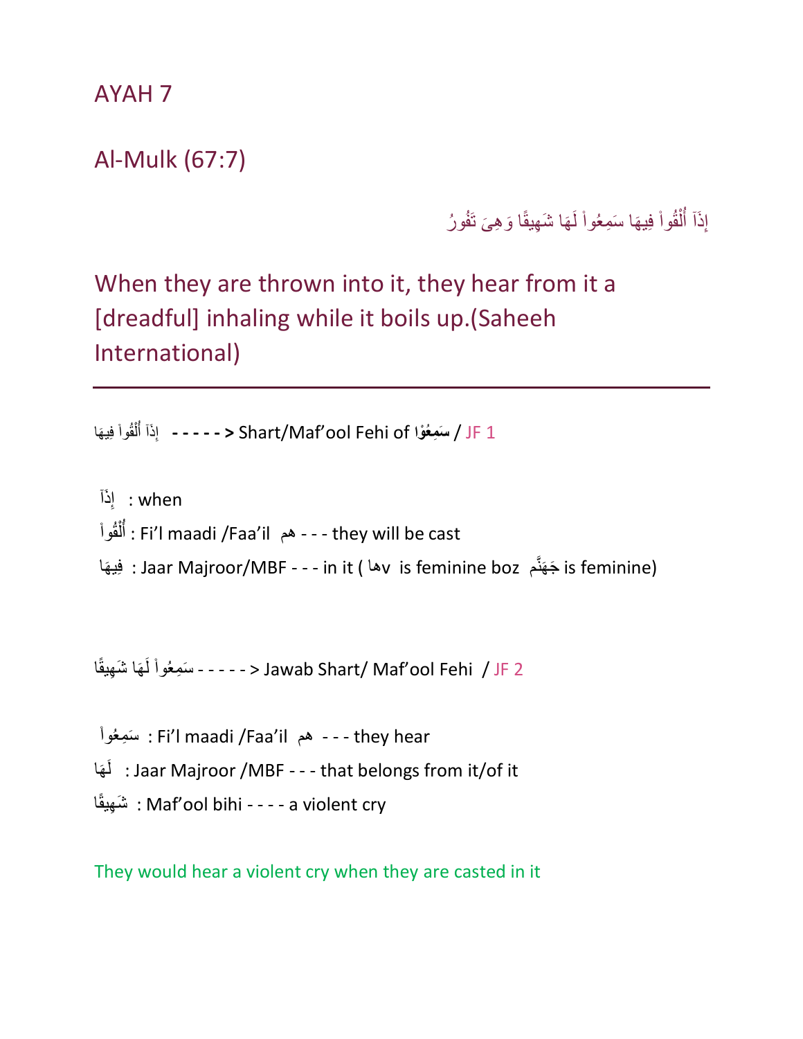# AYAH 7

## Al-Mulk (67:7)

إِذَآ أُلْقُواْ فِيهَا سَمِعُواْ لَهَا شَهِيقًا وَهِىَ تَفُورُ

## When they are thrown into it, they hear from it a [dreadful] inhaling while it boils up.(Saheeh International)

---

إِذَآ أُلْقُواْ فِيهَا **- - - - - >** Shart/Maf'ool Fehi of **سَمِعُوْا** / JF 1

إِذَآ : when

أُلْقُواْ : Fi'l maadi /Faa'il هم - - - they will be cast

فِيهَا : Jaar Majroor/MBF - - - in it ( هاv is feminine boz جَهَنَّم is feminine)

سَمِعُواْ لَهَا شَهِيقًا - - - - - > Jawab Shart/ Maf'ool Fehi / JF 2

سَمِعُواْ : Fi'l maadi /Faa'il هم - - - they hear

لَهَا : Jaar Majroor /MBF - - - that belongs from it/of it

شَهِيقًا : Maf'ool bihi - - - - a violent cry

They would hear a violent cry when they are casted in it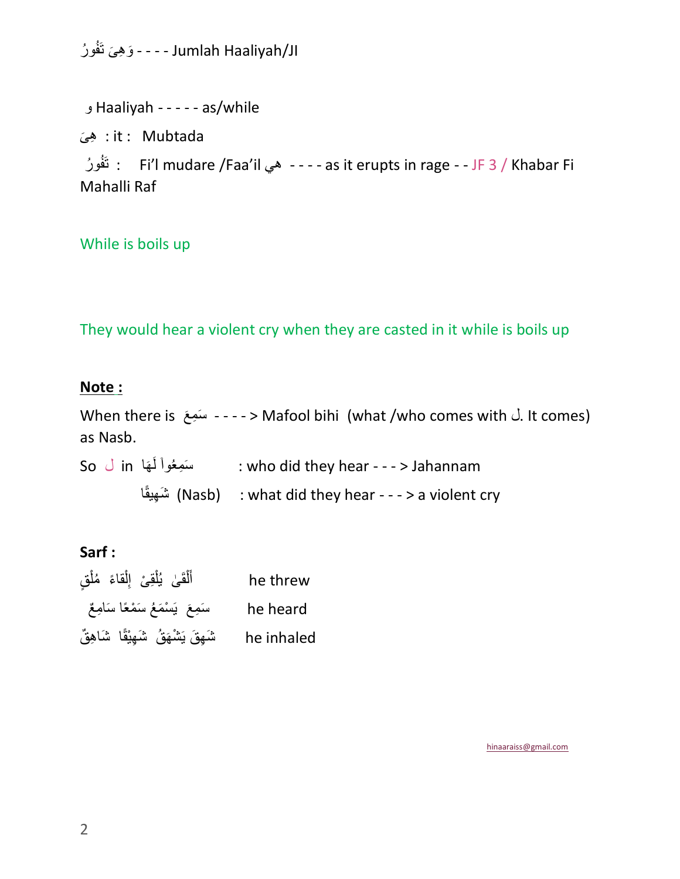وَهِىَ تَفُورُ - - - - Jumlah Haaliyah/JI

و Haaliyah - - - - - as/while

هِىَ : it : Mubtada

تَفُورُ : Fi'l mudare /Faa'il هي - - - - as it erupts in rage - - JF 3 / Khabar Fi Mahalli Raf

While is boils up

They would hear a violent cry when they are casted in it while is boils up

**Note :**

When there is سَمِعَ - - - - > Mafool bihi (what /who comes with ل. It comes) as Nasb.

So ل in سَمِعُواْ لَهَا : who did they hear - - - > Jahannam

شَهِيقًا (Nasb) : what did they hear - - - > a violent cry

**Sarf :**

| | |
|---|---|
| أَلْقَىٰ يُلْقِىْ إِلْقاءً مُلْقٍ | he threw |
| سَمِعَ يَسْمَعُ سَمْعًا سَامِعٌ | he heard |
| شَهِقَ يَشْهَقُ شَهِيْقًا شَاهِقٌ | he inhaled |

hinaaraiss@gmail.com